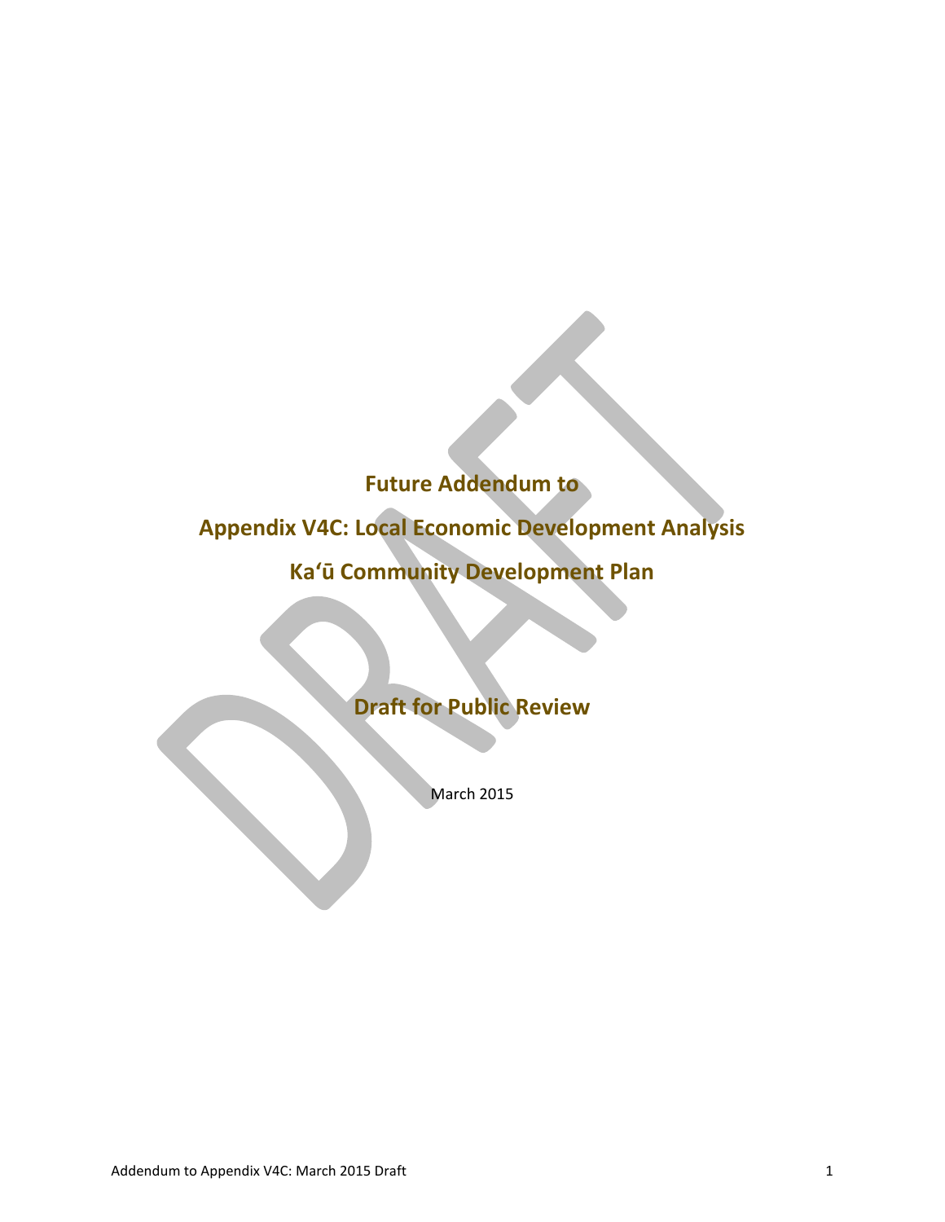# Future Addendum to

# Appendix V4C: Local Economic Development Analysis

# Kaʻū Community Development Plan

## Draft for Public Review

March 2015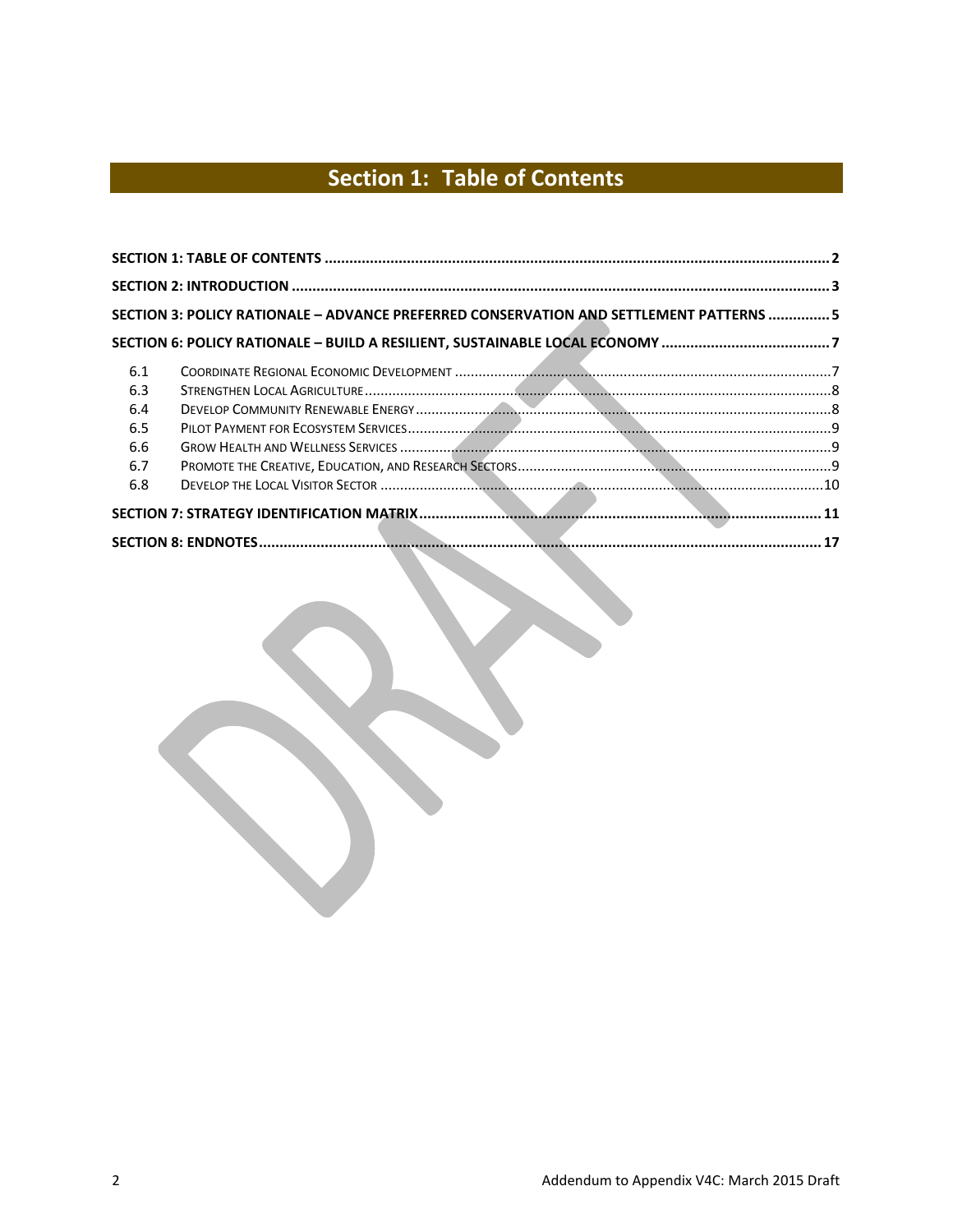# Section 1: Table of Contents

**SECTION 1: TABLE OF CONTENTS ........................................................ 2**

**SECTION 2: INTRODUCTION ........................................................ 3**

**SECTION 3: POLICY RATIONALE – ADVANCE PREFERRED CONSERVATION AND SETTLEMENT PATTERNS ............... 5**

**SECTION 6: POLICY RATIONALE – BUILD A RESILIENT, SUSTAINABLE LOCAL ECONOMY ........................................ 7**

- 6.1 COORDINATE REGIONAL ECONOMIC DEVELOPMENT ........................................................ 7
- 6.3 STRENGTHEN LOCAL AGRICULTURE ........................................................ 8
- 6.4 DEVELOP COMMUNITY RENEWABLE ENERGY ........................................................ 8
- 6.5 PILOT PAYMENT FOR ECOSYSTEM SERVICES ........................................................ 9
- 6.6 GROW HEALTH AND WELLNESS SERVICES ........................................................ 9
- 6.7 PROMOTE THE CREATIVE, EDUCATION, AND RESEARCH SECTORS ........................................................ 9
- 6.8 DEVELOP THE LOCAL VISITOR SECTOR ........................................................ 10

**SECTION 7: STRATEGY IDENTIFICATION MATRIX ........................................................ 11**

**SECTION 8: ENDNOTES ........................................................ 17**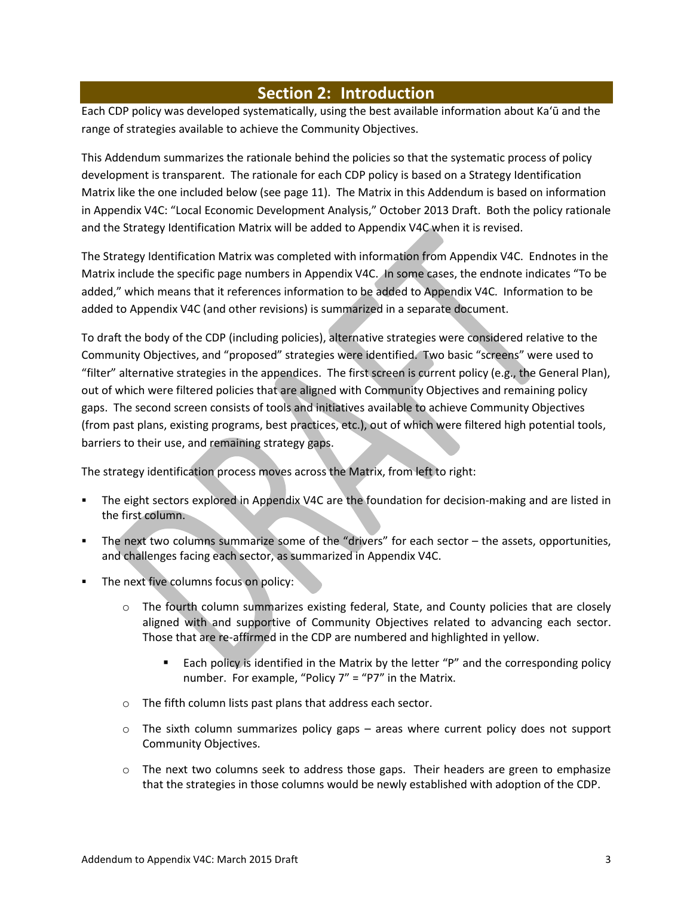## Section 2: Introduction

Each CDP policy was developed systematically, using the best available information about Ka'ū and the range of strategies available to achieve the Community Objectives.

This Addendum summarizes the rationale behind the policies so that the systematic process of policy development is transparent. The rationale for each CDP policy is based on a Strategy Identification Matrix like the one included below (see page 11). The Matrix in this Addendum is based on information in Appendix V4C: "Local Economic Development Analysis," October 2013 Draft. Both the policy rationale and the Strategy Identification Matrix will be added to Appendix V4C when it is revised.

The Strategy Identification Matrix was completed with information from Appendix V4C. Endnotes in the Matrix include the specific page numbers in Appendix V4C. In some cases, the endnote indicates "To be added," which means that it references information to be added to Appendix V4C. Information to be added to Appendix V4C (and other revisions) is summarized in a separate document.

To draft the body of the CDP (including policies), alternative strategies were considered relative to the Community Objectives, and "proposed" strategies were identified. Two basic "screens" were used to "filter" alternative strategies in the appendices. The first screen is current policy (e.g., the General Plan), out of which were filtered policies that are aligned with Community Objectives and remaining policy gaps. The second screen consists of tools and initiatives available to achieve Community Objectives (from past plans, existing programs, best practices, etc.), out of which were filtered high potential tools, barriers to their use, and remaining strategy gaps.

The strategy identification process moves across the Matrix, from left to right:

- The eight sectors explored in Appendix V4C are the foundation for decision-making and are listed in the first column.
- The next two columns summarize some of the "drivers" for each sector – the assets, opportunities, and challenges facing each sector, as summarized in Appendix V4C.
- The next five columns focus on policy:
  - The fourth column summarizes existing federal, State, and County policies that are closely aligned with and supportive of Community Objectives related to advancing each sector. Those that are re-affirmed in the CDP are numbered and highlighted in yellow.
    - Each policy is identified in the Matrix by the letter "P" and the corresponding policy number. For example, "Policy 7" = "P7" in the Matrix.
  - The fifth column lists past plans that address each sector.
  - The sixth column summarizes policy gaps – areas where current policy does not support Community Objectives.
  - The next two columns seek to address those gaps. Their headers are green to emphasize that the strategies in those columns would be newly established with adoption of the CDP.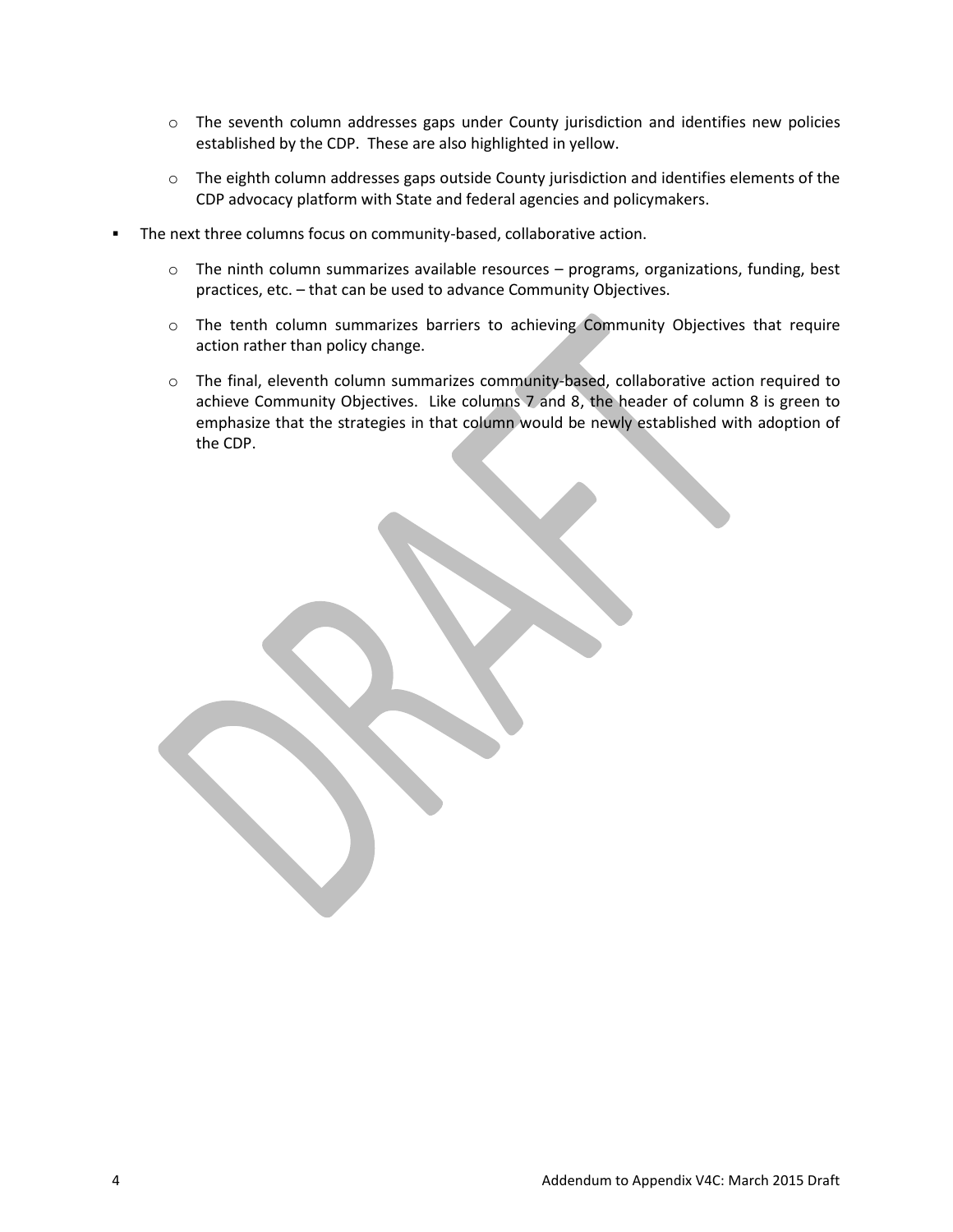- The seventh column addresses gaps under County jurisdiction and identifies new policies established by the CDP. These are also highlighted in yellow.
  - The eighth column addresses gaps outside County jurisdiction and identifies elements of the CDP advocacy platform with State and federal agencies and policymakers.
- The next three columns focus on community-based, collaborative action.
  - The ninth column summarizes available resources – programs, organizations, funding, best practices, etc. – that can be used to advance Community Objectives.
  - The tenth column summarizes barriers to achieving Community Objectives that require action rather than policy change.
  - The final, eleventh column summarizes community-based, collaborative action required to achieve Community Objectives. Like columns 7 and 8, the header of column 8 is green to emphasize that the strategies in that column would be newly established with adoption of the CDP.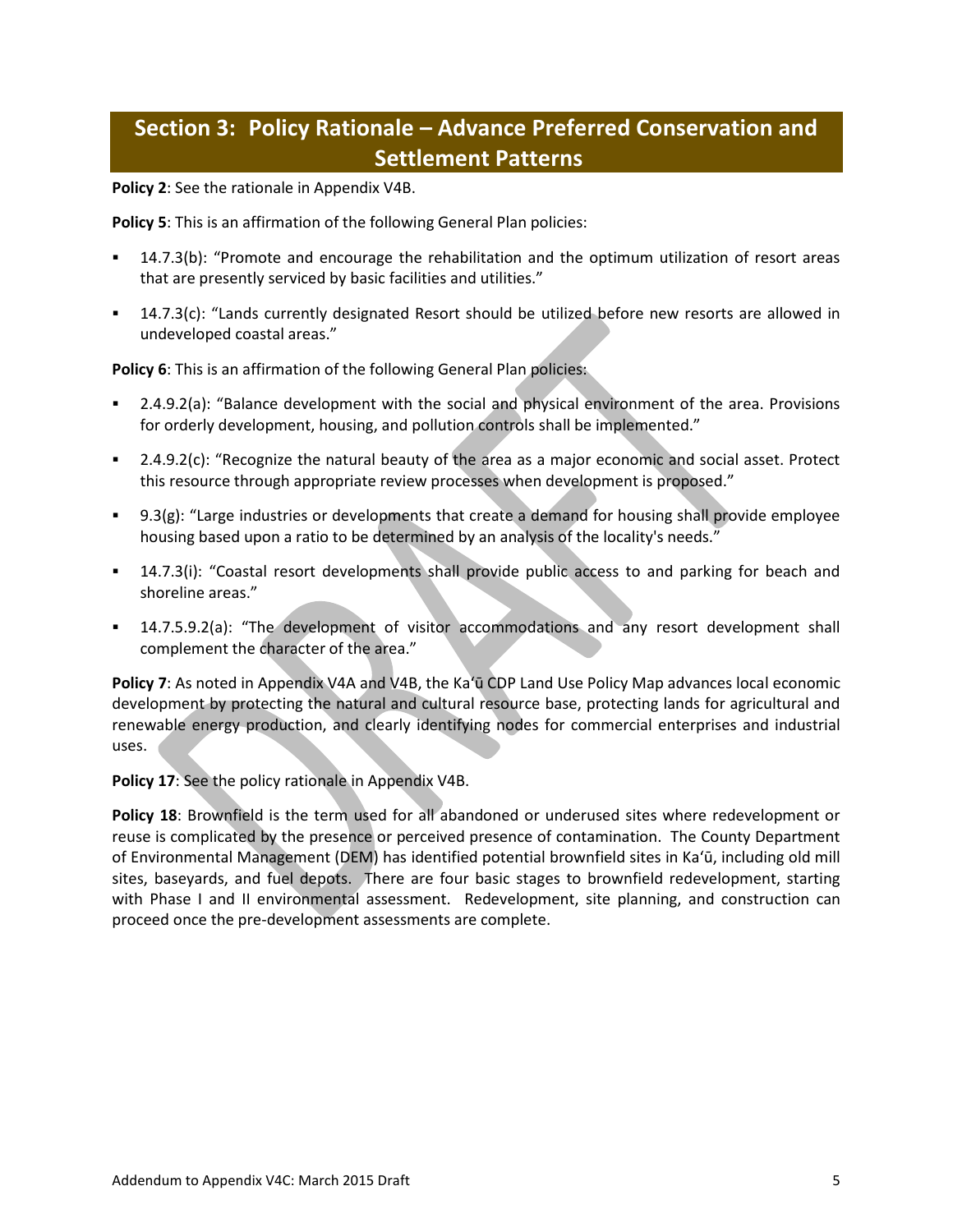## Section 3: Policy Rationale – Advance Preferred Conservation and Settlement Patterns

**Policy 2**: See the rationale in Appendix V4B.

**Policy 5**: This is an affirmation of the following General Plan policies:

- 14.7.3(b): "Promote and encourage the rehabilitation and the optimum utilization of resort areas that are presently serviced by basic facilities and utilities."
- 14.7.3(c): "Lands currently designated Resort should be utilized before new resorts are allowed in undeveloped coastal areas."

**Policy 6**: This is an affirmation of the following General Plan policies:

- 2.4.9.2(a): "Balance development with the social and physical environment of the area. Provisions for orderly development, housing, and pollution controls shall be implemented."
- 2.4.9.2(c): "Recognize the natural beauty of the area as a major economic and social asset. Protect this resource through appropriate review processes when development is proposed."
- 9.3(g): "Large industries or developments that create a demand for housing shall provide employee housing based upon a ratio to be determined by an analysis of the locality's needs."
- 14.7.3(i): "Coastal resort developments shall provide public access to and parking for beach and shoreline areas."
- 14.7.5.9.2(a): "The development of visitor accommodations and any resort development shall complement the character of the area."

**Policy 7**: As noted in Appendix V4A and V4B, the Kaʻū CDP Land Use Policy Map advances local economic development by protecting the natural and cultural resource base, protecting lands for agricultural and renewable energy production, and clearly identifying nodes for commercial enterprises and industrial uses.

**Policy 17**: See the policy rationale in Appendix V4B.

**Policy 18**: Brownfield is the term used for all abandoned or underused sites where redevelopment or reuse is complicated by the presence or perceived presence of contamination. The County Department of Environmental Management (DEM) has identified potential brownfield sites in Kaʻū, including old mill sites, baseyards, and fuel depots. There are four basic stages to brownfield redevelopment, starting with Phase I and II environmental assessment. Redevelopment, site planning, and construction can proceed once the pre-development assessments are complete.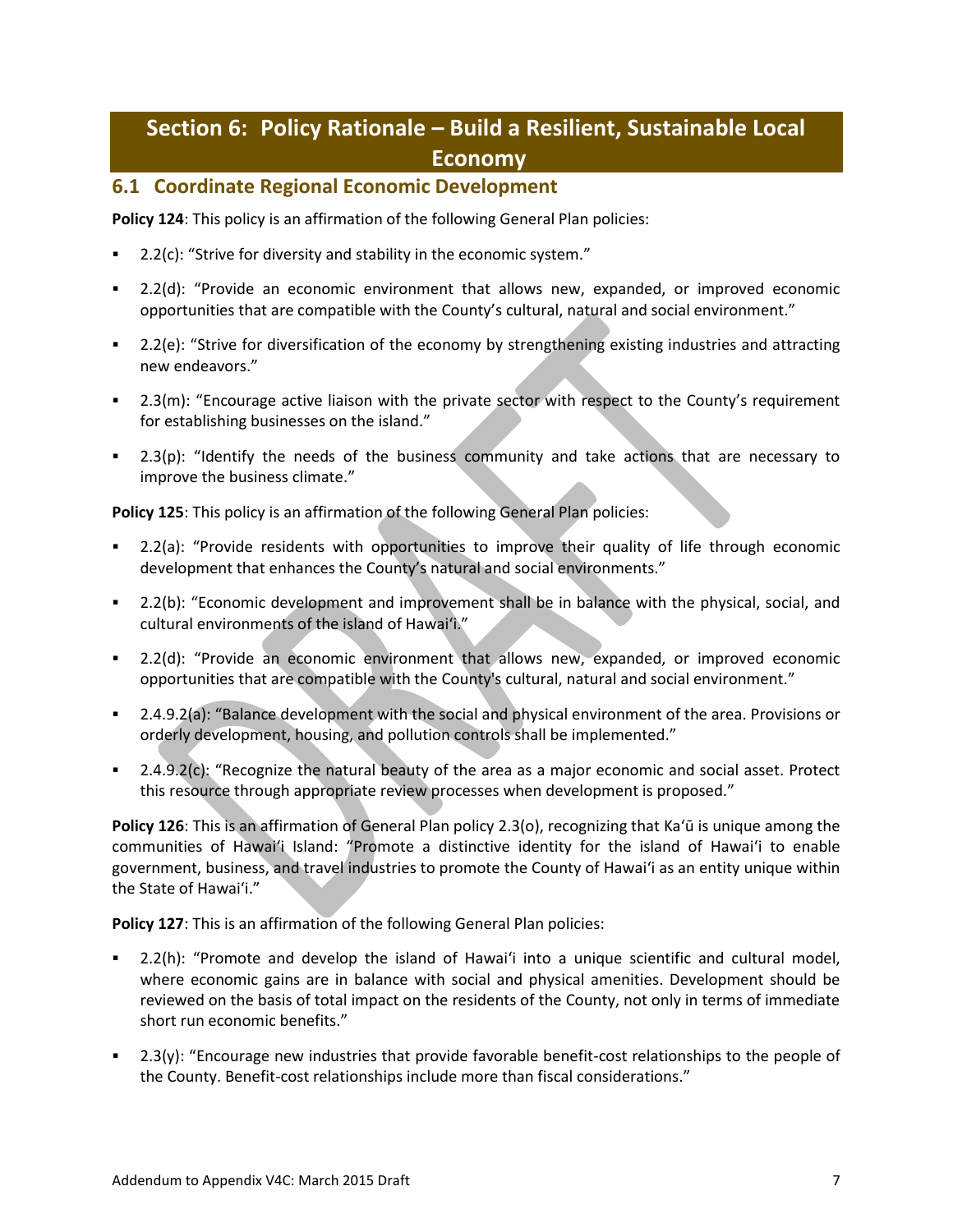# Section 6: Policy Rationale – Build a Resilient, Sustainable Local Economy

## 6.1 Coordinate Regional Economic Development

**Policy 124**: This policy is an affirmation of the following General Plan policies:

- 2.2(c): "Strive for diversity and stability in the economic system."
- 2.2(d): "Provide an economic environment that allows new, expanded, or improved economic opportunities that are compatible with the County's cultural, natural and social environment."
- 2.2(e): "Strive for diversification of the economy by strengthening existing industries and attracting new endeavors."
- 2.3(m): "Encourage active liaison with the private sector with respect to the County's requirement for establishing businesses on the island."
- 2.3(p): "Identify the needs of the business community and take actions that are necessary to improve the business climate."

**Policy 125**: This policy is an affirmation of the following General Plan policies:

- 2.2(a): "Provide residents with opportunities to improve their quality of life through economic development that enhances the County's natural and social environments."
- 2.2(b): "Economic development and improvement shall be in balance with the physical, social, and cultural environments of the island of Hawai'i."
- 2.2(d): "Provide an economic environment that allows new, expanded, or improved economic opportunities that are compatible with the County's cultural, natural and social environment."
- 2.4.9.2(a): "Balance development with the social and physical environment of the area. Provisions or orderly development, housing, and pollution controls shall be implemented."
- 2.4.9.2(c): "Recognize the natural beauty of the area as a major economic and social asset. Protect this resource through appropriate review processes when development is proposed."

**Policy 126**: This is an affirmation of General Plan policy 2.3(o), recognizing that Ka'ū is unique among the communities of Hawai'i Island: "Promote a distinctive identity for the island of Hawai'i to enable government, business, and travel industries to promote the County of Hawai'i as an entity unique within the State of Hawai'i."

**Policy 127**: This is an affirmation of the following General Plan policies:

- 2.2(h): "Promote and develop the island of Hawai'i into a unique scientific and cultural model, where economic gains are in balance with social and physical amenities. Development should be reviewed on the basis of total impact on the residents of the County, not only in terms of immediate short run economic benefits."
- 2.3(y): "Encourage new industries that provide favorable benefit-cost relationships to the people of the County. Benefit-cost relationships include more than fiscal considerations."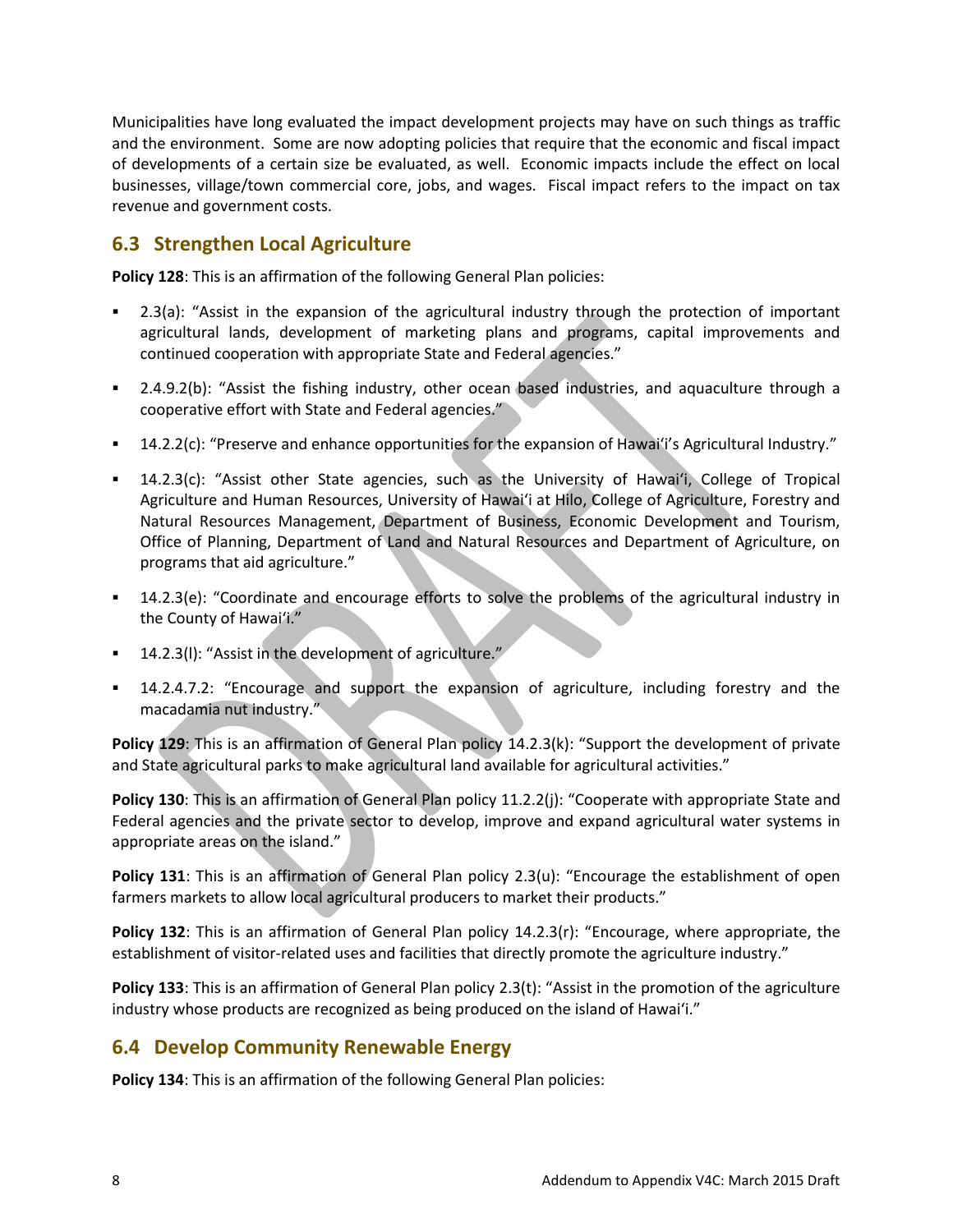Municipalities have long evaluated the impact development projects may have on such things as traffic and the environment. Some are now adopting policies that require that the economic and fiscal impact of developments of a certain size be evaluated, as well. Economic impacts include the effect on local businesses, village/town commercial core, jobs, and wages. Fiscal impact refers to the impact on tax revenue and government costs.

## 6.3 Strengthen Local Agriculture

**Policy 128**: This is an affirmation of the following General Plan policies:

- 2.3(a): "Assist in the expansion of the agricultural industry through the protection of important agricultural lands, development of marketing plans and programs, capital improvements and continued cooperation with appropriate State and Federal agencies."
- 2.4.9.2(b): "Assist the fishing industry, other ocean based industries, and aquaculture through a cooperative effort with State and Federal agencies."
- 14.2.2(c): "Preserve and enhance opportunities for the expansion of Hawai'i's Agricultural Industry."
- 14.2.3(c): "Assist other State agencies, such as the University of Hawai'i, College of Tropical Agriculture and Human Resources, University of Hawai'i at Hilo, College of Agriculture, Forestry and Natural Resources Management, Department of Business, Economic Development and Tourism, Office of Planning, Department of Land and Natural Resources and Department of Agriculture, on programs that aid agriculture."
- 14.2.3(e): "Coordinate and encourage efforts to solve the problems of the agricultural industry in the County of Hawai'i."
- 14.2.3(l): "Assist in the development of agriculture."
- 14.2.4.7.2: "Encourage and support the expansion of agriculture, including forestry and the macadamia nut industry."

**Policy 129**: This is an affirmation of General Plan policy 14.2.3(k): "Support the development of private and State agricultural parks to make agricultural land available for agricultural activities."

**Policy 130**: This is an affirmation of General Plan policy 11.2.2(j): "Cooperate with appropriate State and Federal agencies and the private sector to develop, improve and expand agricultural water systems in appropriate areas on the island."

**Policy 131**: This is an affirmation of General Plan policy 2.3(u): "Encourage the establishment of open farmers markets to allow local agricultural producers to market their products."

**Policy 132**: This is an affirmation of General Plan policy 14.2.3(r): "Encourage, where appropriate, the establishment of visitor-related uses and facilities that directly promote the agriculture industry."

**Policy 133**: This is an affirmation of General Plan policy 2.3(t): "Assist in the promotion of the agriculture industry whose products are recognized as being produced on the island of Hawai'i."

## 6.4 Develop Community Renewable Energy

**Policy 134**: This is an affirmation of the following General Plan policies: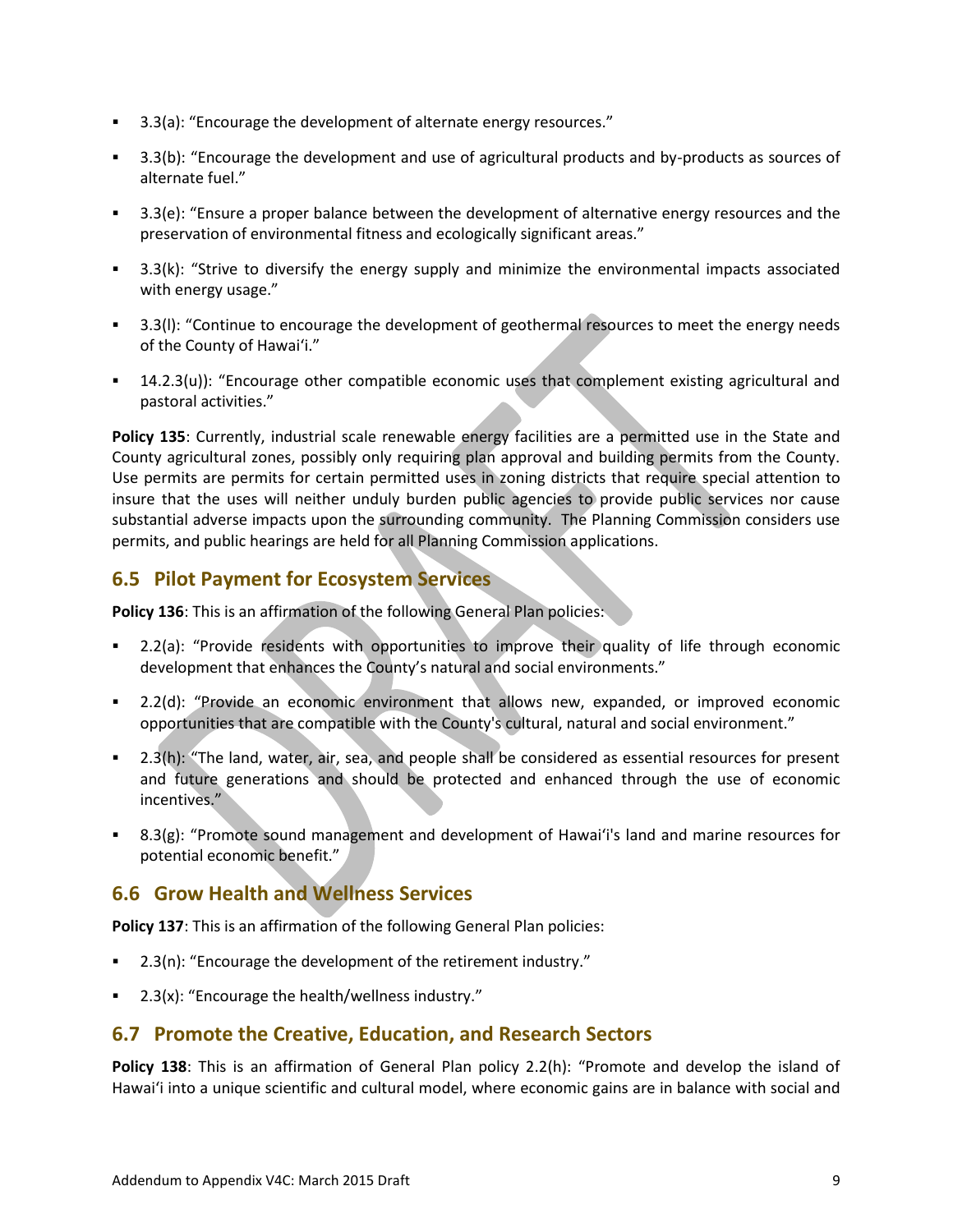- 3.3(a): “Encourage the development of alternate energy resources.”
- 3.3(b): “Encourage the development and use of agricultural products and by-products as sources of alternate fuel.”
- 3.3(e): “Ensure a proper balance between the development of alternative energy resources and the preservation of environmental fitness and ecologically significant areas.”
- 3.3(k): “Strive to diversify the energy supply and minimize the environmental impacts associated with energy usage.”
- 3.3(l): “Continue to encourage the development of geothermal resources to meet the energy needs of the County of Hawai‘i.”
- 14.2.3(u)): “Encourage other compatible economic uses that complement existing agricultural and pastoral activities.”

**Policy 135**: Currently, industrial scale renewable energy facilities are a permitted use in the State and County agricultural zones, possibly only requiring plan approval and building permits from the County. Use permits are permits for certain permitted uses in zoning districts that require special attention to insure that the uses will neither unduly burden public agencies to provide public services nor cause substantial adverse impacts upon the surrounding community. The Planning Commission considers use permits, and public hearings are held for all Planning Commission applications.

## 6.5 Pilot Payment for Ecosystem Services

**Policy 136**: This is an affirmation of the following General Plan policies:

- 2.2(a): “Provide residents with opportunities to improve their quality of life through economic development that enhances the County’s natural and social environments.”
- 2.2(d): “Provide an economic environment that allows new, expanded, or improved economic opportunities that are compatible with the County's cultural, natural and social environment.”
- 2.3(h): “The land, water, air, sea, and people shall be considered as essential resources for present and future generations and should be protected and enhanced through the use of economic incentives.”
- 8.3(g): “Promote sound management and development of Hawai‘i's land and marine resources for potential economic benefit.”

## 6.6 Grow Health and Wellness Services

**Policy 137**: This is an affirmation of the following General Plan policies:

- 2.3(n): “Encourage the development of the retirement industry.”
- 2.3(x): “Encourage the health/wellness industry.”

## 6.7 Promote the Creative, Education, and Research Sectors

**Policy 138**: This is an affirmation of General Plan policy 2.2(h): “Promote and develop the island of Hawai‘i into a unique scientific and cultural model, where economic gains are in balance with social and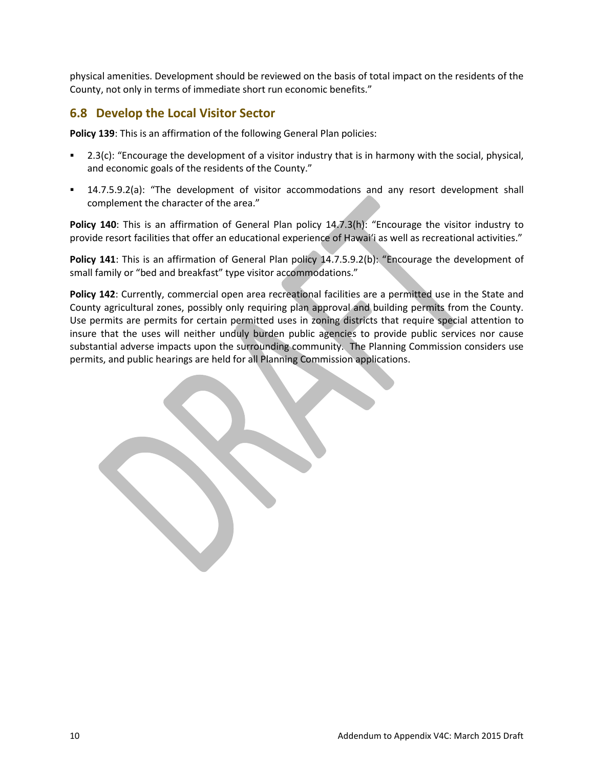physical amenities. Development should be reviewed on the basis of total impact on the residents of the County, not only in terms of immediate short run economic benefits."

## 6.8 Develop the Local Visitor Sector

**Policy 139**: This is an affirmation of the following General Plan policies:

- 2.3(c): "Encourage the development of a visitor industry that is in harmony with the social, physical, and economic goals of the residents of the County."
- 14.7.5.9.2(a): "The development of visitor accommodations and any resort development shall complement the character of the area."

**Policy 140**: This is an affirmation of General Plan policy 14.7.3(h): "Encourage the visitor industry to provide resort facilities that offer an educational experience of Hawai'i as well as recreational activities."

**Policy 141**: This is an affirmation of General Plan policy 14.7.5.9.2(b): "Encourage the development of small family or "bed and breakfast" type visitor accommodations."

**Policy 142**: Currently, commercial open area recreational facilities are a permitted use in the State and County agricultural zones, possibly only requiring plan approval and building permits from the County. Use permits are permits for certain permitted uses in zoning districts that require special attention to insure that the uses will neither unduly burden public agencies to provide public services nor cause substantial adverse impacts upon the surrounding community. The Planning Commission considers use permits, and public hearings are held for all Planning Commission applications.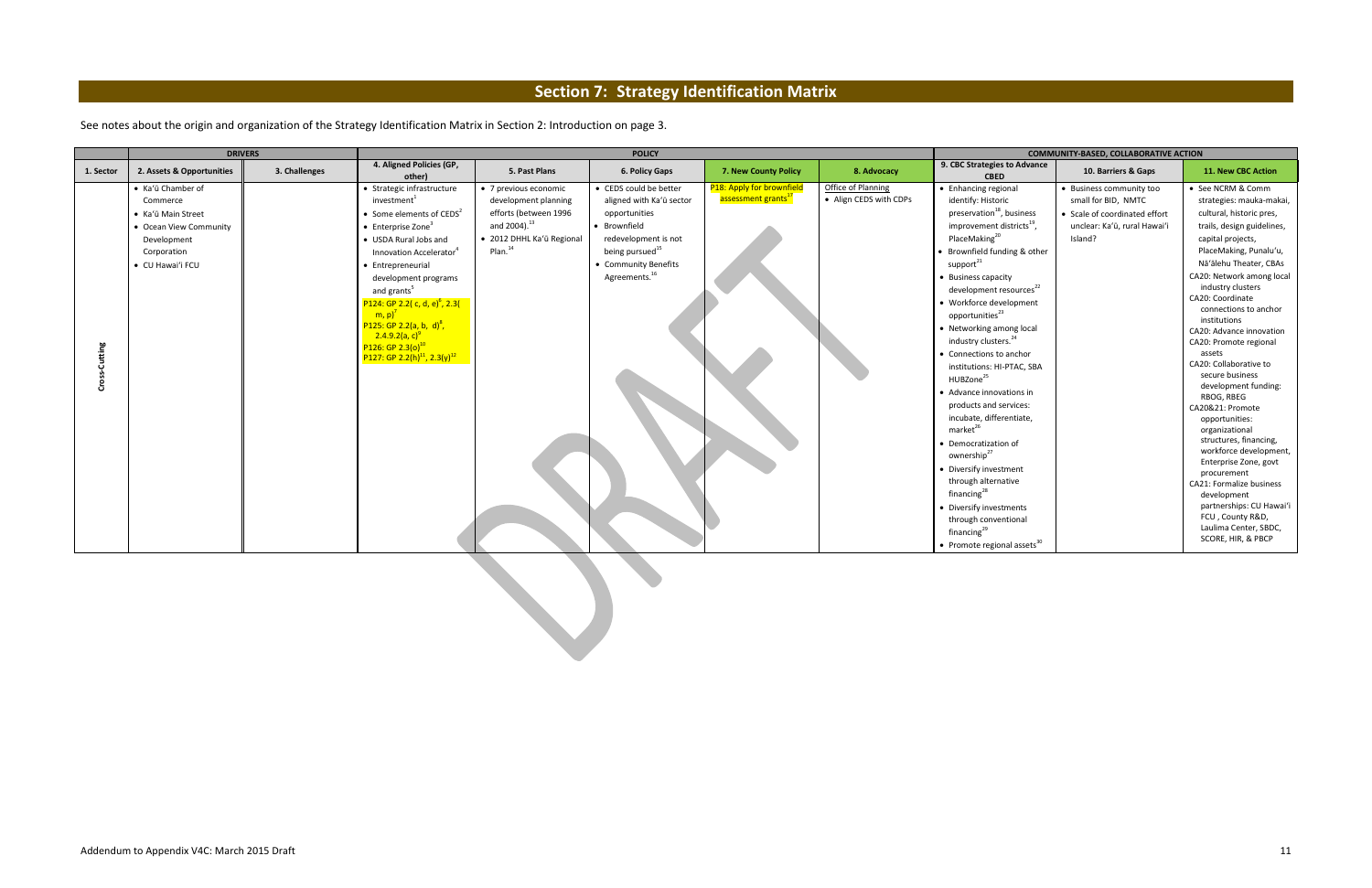# Section 7: Strategy Identification Matrix

See notes about the origin and organization of the Strategy Identification Matrix in Section 2: Introduction on page 3.

| | DRIVERS | | POLICY | | | | | COMMUNITY-BASED, COLLABORATIVE ACTION | | |
|---|---|---|---|---|---|---|---|---|---|---|
| 1. Sector | 2. Assets & Opportunities | 3. Challenges | 4. Aligned Policies (GP, other) | 5. Past Plans | 6. Policy Gaps | 7. New County Policy | 8. Advocacy | 9. CBC Strategies to Advance CBED | 10. Barriers & Gaps | 11. New CBC Action |
| Cross-Cutting | • Ka'ū Chamber of Commerce<br>• Ka'ū Main Street<br>• Ocean View Community Development Corporation<br>• CU Hawai'i FCU | | • Strategic infrastructure investment[1]<br>• Some elements of CEDS[2]<br>• Enterprise Zone[3]<br>• USDA Rural Jobs and Innovation Accelerator[4]<br>• Entrepreneurial development programs and grants[5]<br>P124: GP 2.2( c, d, e)[6], 2.3( m, p)[7]<br>P125: GP 2.2(a, b, d)[8], 2.4.9.2(a, c)[9]<br>P126: GP 2.3(o)[10]<br>P127: GP 2.2(h)[11], 2.3(y)[12] | • 7 previous economic development planning efforts (between 1996 and 2004).[13]<br>• 2012 DHHL Ka'ū Regional Plan.[14] | • CEDS could be better aligned with Ka'ū sector opportunities<br>• Brownfield redevelopment is not being pursued[15]<br>• Community Benefits Agreements.[16] | P18: Apply for brownfield assessment grants[17] | Office of Planning<br>• Align CEDS with CDPs | • Enhancing regional identify: Historic preservation[18], business improvement districts[19], PlaceMaking[20]<br>• Brownfield funding & other support[21]<br>• Business capacity development resources[22]<br>• Workforce development opportunities[23]<br>• Networking among local industry clusters.[24]<br>• Connections to anchor institutions: HI-PTAC, SBA HUBZone[25]<br>• Advance innovations in products and services: incubate, differentiate, market[26]<br>• Democratization of ownership[27]<br>• Diversify investment through alternative financing[28]<br>• Diversify investments through conventional financing[29]<br>• Promote regional assets[30] | • Business community too small for BID, NMTC<br>• Scale of coordinated effort unclear: Ka'ū, rural Hawai'i Island? | • See NCRM & Comm strategies: mauka-makai, cultural, historic pres, trails, design guidelines, capital projects, PlaceMaking, Punalu'u, Nā'ālehu Theater, CBAs<br>CA20: Network among local industry clusters<br>CA20: Coordinate connections to anchor institutions<br>CA20: Advance innovation<br>CA20: Promote regional assets<br>CA20: Collaborative to secure business development funding: RBOG, RBEG<br>CA20&21: Promote opportunities: organizational structures, financing, workforce development, Enterprise Zone, govt procurement<br>CA21: Formalize business development partnerships: CU Hawai'i FCU, County R&D, Laulima Center, SBDC, SCORE, HIR, & PBCP |

Addendum to Appendix V4C: March 2015 Draft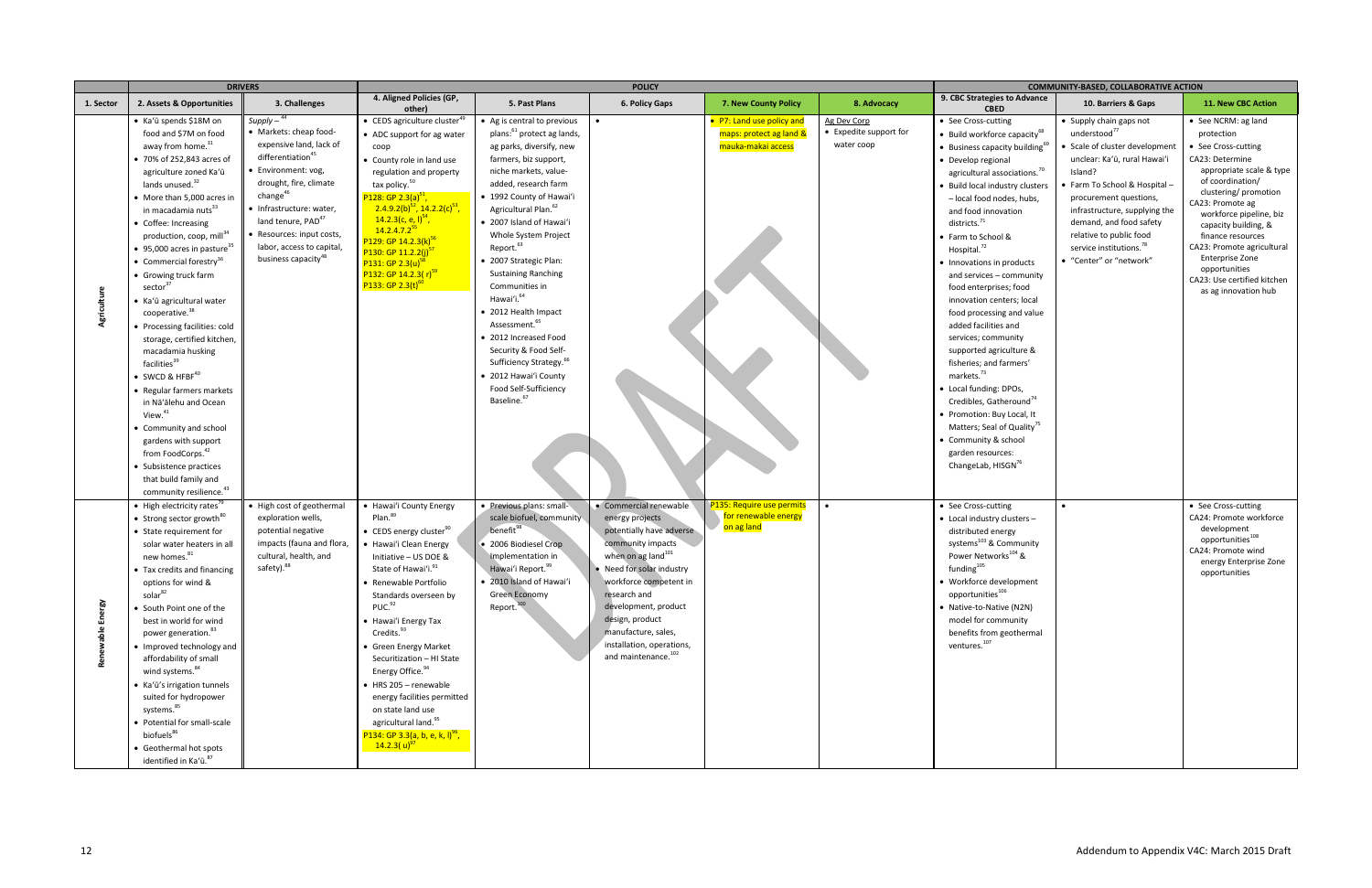| | DRIVERS | | POLICY | | | | | COMMUNITY-BASED, COLLABORATIVE ACTION | | |
|---|---|---|---|---|---|---|---|---|---|---|
| 1. Sector | 2. Assets & Opportunities | 3. Challenges | 4. Aligned Policies (GP, other) | 5. Past Plans | 6. Policy Gaps | 7. New County Policy | 8. Advocacy | 9. CBC Strategies to Advance CBED | 10. Barriers & Gaps | 11. New CBC Action |
| Agriculture | • Ka'ū spends $18M on food and $7M on food away from home.[31]<br>• 70% of 252,843 acres of agriculture zoned Ka'ū lands unused.[32]<br>• More than 5,000 acres in in macadamia nuts[33]<br>• Coffee: Increasing production, coop, mill[34]<br>• 95,000 acres in pasture[35]<br>• Commercial forestry[36]<br>• Growing truck farm sector[37]<br>• Ka'ū agricultural water cooperative.[38]<br>• Processing facilities: cold storage, certified kitchen, macadamia husking facilities[39]<br>• SWCD & HFBF[40]<br>• Regular farmers markets in Nā'ālehu and Ocean View.[41]<br>• Community and school gardens with support from FoodCorps.[42]<br>• Subsistence practices that build family and community resilience.[43] | *Supply* – [44]<br>• Markets: cheap food-expensive land, lack of differentiation[45]<br>• Environment: vog, drought, fire, climate change[46]<br>• Infrastructure: water, land tenure, PAD[47]<br>• Resources: input costs, labor, access to capital, business capacity[48] | • CEDS agriculture cluster[49]<br>• ADC support for ag water coop<br>• County role in land use regulation and property tax policy.[50]<br>P128: GP 2.3(a)[51], 2.4.9.2(b)[52], 14.2.2(c)[53], 14.2.3(c, e, l)[54], 14.2.4.7.2[55]<br>P129: GP 14.2.3(k)[56]<br>P130: GP 11.2.2(j)[57]<br>P131: GP 2.3(u)[58]<br>P132: GP 14.2.3( r)[59]<br>P133: GP 2.3(t)[60] | • Ag is central to previous plans:[61] protect ag lands, ag parks, diversify, new farmers, biz support, niche markets, value-added, research farm<br>• 1992 County of Hawai'i Agricultural Plan.[62]<br>• 2007 Island of Hawai'i Whole System Project Report.[63]<br>• 2007 Strategic Plan: Sustaining Ranching Communities in Hawai'i.[64]<br>• 2012 Health Impact Assessment.[65]<br>• 2012 Increased Food Security & Food Self-Sufficiency Strategy.[66]<br>• 2012 Hawai'i County Food Self-Sufficiency Baseline.[67] | • | • P7: Land use policy and maps: protect ag land & mauka-makai access | Ag Dev Corp<br>• Expedite support for water coop | • See Cross-cutting<br>• Build workforce capacity[68]<br>• Business capacity building[69]<br>• Develop regional agricultural associations.[70]<br>• Build local industry clusters – local food nodes, hubs, and food innovation districts.[71]<br>• Farm to School & Hospital.[72]<br>• Innovations in products and services – community food enterprises; food innovation centers; local food processing and value added facilities and services; community supported agriculture & fisheries; and farmers' markets.[73]<br>• Local funding: DPOs, Credibles, Gatheround[74]<br>• Promotion: Buy Local, It Matters; Seal of Quality[75]<br>• Community & school garden resources: ChangeLab, HISGN[76] | • Supply chain gaps not understood[77]<br>• Scale of cluster development unclear: Ka'ū, rural Hawai'i Island?<br>• Farm To School & Hospital – procurement questions, infrastructure, supplying the demand, and food safety relative to public food service institutions.[78]<br>• "Center" or "network" | • See NCRM: ag land protection<br>• See Cross-cutting<br>CA23: Determine appropriate scale & type of coordination/ clustering/ promotion<br>CA23: Promote ag workforce pipeline, biz capacity building, & finance resources<br>CA23: Promote agricultural Enterprise Zone opportunities<br>CA23: Use certified kitchen as ag innovation hub |
| Renewable Energy | • High electricity rates[79]<br>• Strong sector growth[80]<br>• State requirement for solar water heaters in all new homes.[81]<br>• Tax credits and financing options for wind & solar[82]<br>• South Point one of the best in world for wind power generation.[83]<br>• Improved technology and affordability of small wind systems.[84]<br>• Ka'ū's irrigation tunnels suited for hydropower systems.[85]<br>• Potential for small-scale biofuels[86]<br>• Geothermal hot spots identified in Ka'ū.[87] | • High cost of geothermal exploration wells, potential negative impacts (fauna and flora, cultural, health, and safety).[88] | • Hawai'i County Energy Plan.[89]<br>• CEDS energy cluster[90]<br>• Hawai'i Clean Energy Initiative – US DOE & State of Hawai'i.[91]<br>• Renewable Portfolio Standards overseen by PUC.[92]<br>• Hawai'i Energy Tax Credits.[93]<br>• Green Energy Market Securitization – HI State Energy Office.[94]<br>• HRS 205 – renewable energy facilities permitted on state land use agricultural land.[95]<br>P134: GP 3.3(a, b, e, k, l)[96], 14.2.3( u)[97] | • Previous plans: small-scale biofuel, community benefit[98]<br>• 2006 Biodiesel Crop Implementation in Hawai'i Report.[99]<br>• 2010 Island of Hawai'i Green Economy Report.[100] | • Commercial renewable energy projects potentially have adverse community impacts when on ag land[101]<br>• Need for solar industry workforce competent in research and development, product design, product manufacture, sales, installation, operations, and maintenance.[102] | P135: Require use permits for renewable energy on ag land | • | • See Cross-cutting<br>• Local industry clusters – distributed energy systems[103] & Community Power Networks[104] & funding[105]<br>• Workforce development opportunities[106]<br>• Native-to-Native (N2N) model for community benefits from geothermal ventures.[107] | • | • See Cross-cutting<br>CA24: Promote workforce development opportunities[108]<br>CA24: Promote wind energy Enterprise Zone opportunities |

Addendum to Appendix V4C: March 2015 Draft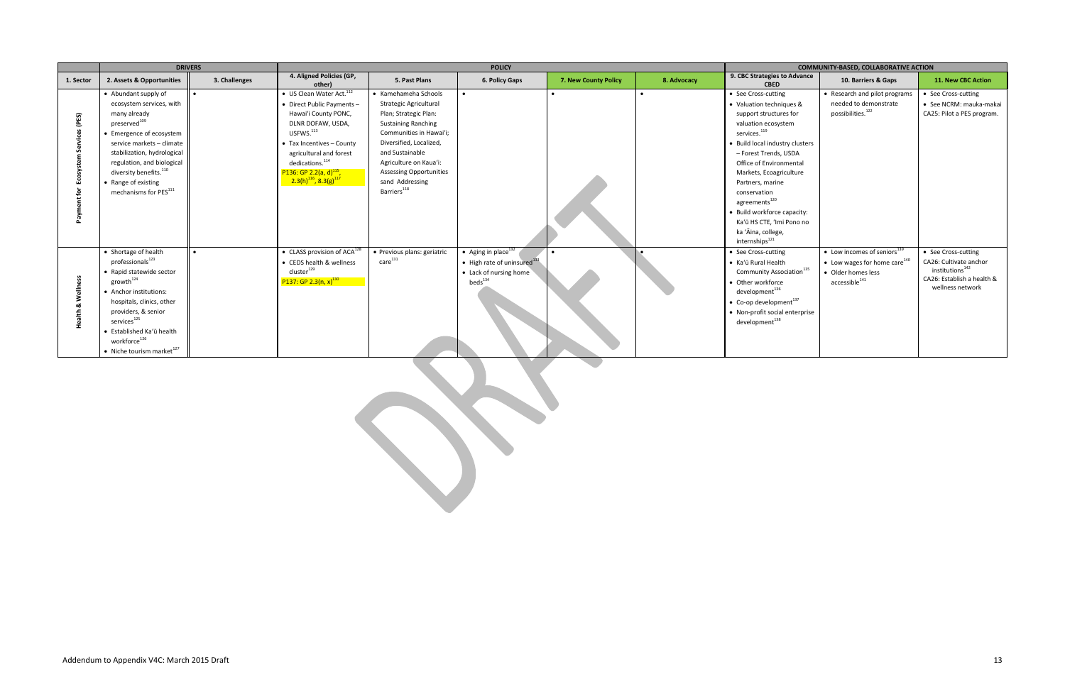| | DRIVERS | | POLICY | | | | | COMMUNITY-BASED, COLLABORATIVE ACTION | | |
|---|---|---|---|---|---|---|---|---|---|---|
| 1. Sector | 2. Assets & Opportunities | 3. Challenges | 4. Aligned Policies (GP, other) | 5. Past Plans | 6. Policy Gaps | 7. New County Policy | 8. Advocacy | 9. CBC Strategies to Advance CBED | 10. Barriers & Gaps | 11. New CBC Action |
| Payment for Ecosystem Services (PES) | • Abundant supply of ecosystem services, with many already preserved[109]<br>• Emergence of ecosystem service markets – climate stabilization, hydrological regulation, and biological diversity benefits.[110]<br>• Range of existing mechanisms for PES[111] | • | • US Clean Water Act.[112]<br>• Direct Public Payments – Hawai'i County PONC, DLNR DOFAW, USDA, USFWS.[113]<br>• Tax Incentives – County agricultural and forest dedications.[114]<br>P136: GP 2.2(a, d)[115], 2.3(h)[116], 8.3(g)[117] | • Kamehameha Schools Strategic Agricultural Plan; Strategic Plan: Sustaining Ranching Communities in Hawai'i; Diversified, Localized, and Sustainable Agriculture on Kaua'i: Assessing Opportunities sand Addressing Barriers[118] | • | • | • | • See Cross-cutting<br>• Valuation techniques & support structures for valuation ecosystem services.[119]<br>• Build local industry clusters – Forest Trends, USDA Office of Environmental Markets, Ecoagriculture Partners, marine conservation agreements[120]<br>• Build workforce capacity: Ka'ū HS CTE, 'Imi Pono no ka 'Āina, college, internships[121] | • Research and pilot programs needed to demonstrate possibilities.[122] | • See Cross-cutting<br>• See NCRM: mauka-makai CA25: Pilot a PES program. |
| Health & Wellness | • Shortage of health professionals[123]<br>• Rapid statewide sector growth[124]<br>• Anchor institutions: hospitals, clinics, other providers, & senior services[125]<br>• Established Ka'ū health workforce[126]<br>• Niche tourism market[127] | • | • CLASS provision of ACA[128]<br>• CEDS health & wellness cluster[129]<br>P137: GP 2.3(n, x)[130] | • Previous plans: geriatric care[131] | • Aging in place[132]<br>• High rate of uninsured[133]<br>• Lack of nursing home beds[134] | • | • | • See Cross-cutting<br>• Ka'ū Rural Health Community Association[135]<br>• Other workforce development[136]<br>• Co-op development[137]<br>• Non-profit social enterprise development[138] | • Low incomes of seniors[139]<br>• Low wages for home care[140]<br>• Older homes less accessible[141] | • See Cross-cutting<br>CA26: Cultivate anchor institutions[142]<br>CA26: Establish a health & wellness network |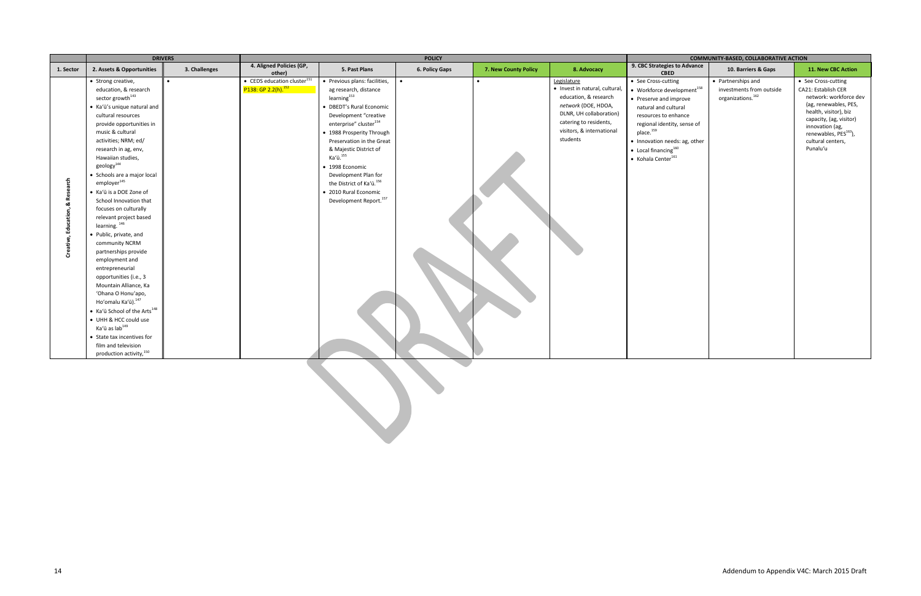| | DRIVERS | | POLICY | | | | | COMMUNITY-BASED, COLLABORATIVE ACTION | | |
|---|---|---|---|---|---|---|---|---|---|---|
| 1. Sector | 2. Assets & Opportunities | 3. Challenges | 4. Aligned Policies (GP, other) | 5. Past Plans | 6. Policy Gaps | 7. New County Policy | 8. Advocacy | 9. CBC Strategies to Advance CBED | 10. Barriers & Gaps | 11. New CBC Action |
| Creative, Education, & Research | • Strong creative, education, & research sector growth[143] • Ka'ū's unique natural and cultural resources provide opportunities in music & cultural activities; NRM; ed/ research in ag, env, Hawaiian studies, geology[144] • Schools are a major local employer[145] • Ka'ū is a DOE Zone of School Innovation that focuses on culturally relevant project based learning.[146] • Public, private, and community NCRM partnerships provide employment and entrepreneurial opportunities (i.e., 3 Mountain Alliance, Ka 'Ohana O Honu'apo, Ho'omalu Ka'ū).[147] • Ka'ū School of the Arts[148] • UHH & HCC could use Ka'ū as lab[149] • State tax incentives for film and television production activity,[150] | • | • CEDS education cluster[151] P138: GP 2.2(h).[152] | • Previous plans: facilities, ag research, distance learning[153] • DBEDT's Rural Economic Development "creative enterprise" cluster[154] • 1988 Prosperity Through Preservation in the Great & Majestic District of Ka'ū.[155] • 1998 Economic Development Plan for the District of Ka'ū.[156] • 2010 Rural Economic Development Report.[157] | • | • | Legislature • Invest in natural, cultural, education, & research *network* (DOE, HDOA, DLNR, UH collaboration) catering to residents, visitors, & international students | • See Cross-cutting • Workforce development[158] • Preserve and improve natural and cultural resources to enhance regional identity, sense of place.[159] • Innovation needs: ag, other • Local financing[160] • Kohala Center[161] | • Partnerships and investments from outside organizations.[162] | • See Cross-cutting CA21: Establish CER network: workforce dev (ag, renewables, PES, health, visitor), biz capacity, (ag, visitor) innovation (ag, renewables, PES[163]), cultural centers, Punalu'u |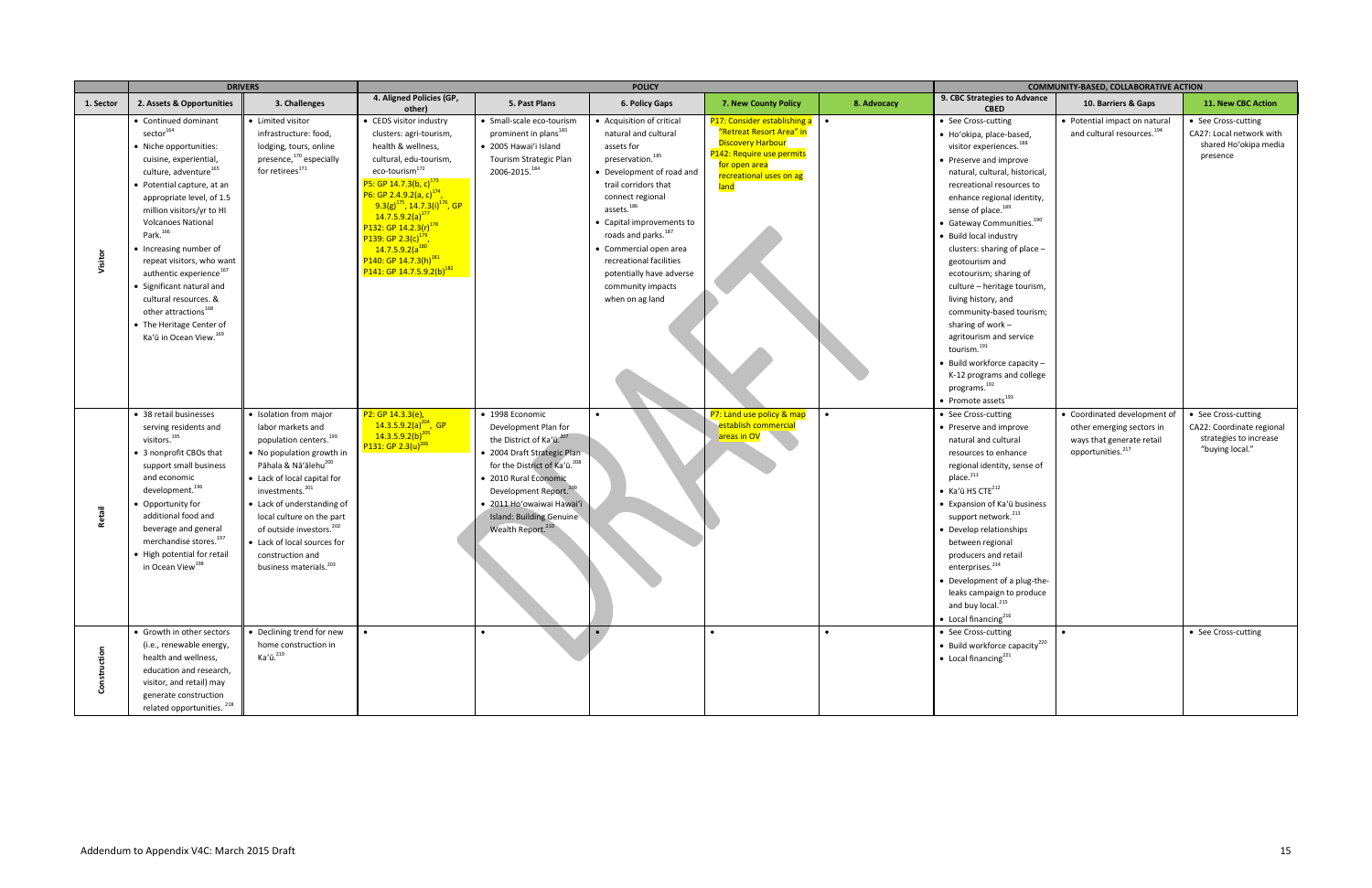| | DRIVERS | | POLICY | | | | | COMMUNITY-BASED, COLLABORATIVE ACTION | | |
|---|---|---|---|---|---|---|---|---|---|---|
| 1. Sector | 2. Assets & Opportunities | 3. Challenges | 4. Aligned Policies (GP, other) | 5. Past Plans | 6. Policy Gaps | 7. New County Policy | 8. Advocacy | 9. CBC Strategies to Advance CBED | 10. Barriers & Gaps | 11. New CBC Action |
| Visitor | • Continued dominant sector[164]<br>• Niche opportunities: cuisine, experiential, culture, adventure[165]<br>• Potential capture, at an appropriate level, of 1.5 million visitors/yr to HI Volcanoes National Park.[166]<br>• Increasing number of repeat visitors, who want authentic experience[167]<br>• Significant natural and cultural resources. & other attractions[168]<br>• The Heritage Center of Ka'ū in Ocean View.[169] | • Limited visitor infrastructure: food, lodging, tours, online presence,[170] especially for retirees[171] | • CEDS visitor industry clusters: agri-tourism, health & wellness, cultural, edu-tourism, eco-tourism[172]<br>P5: GP 14.7.3(b, c)[173]<br>P6: GP 2.4.9.2(a, c)[174], 9.3(g)[175], 14.7.3(i)[176], GP 14.7.5.9.2(a)[177]<br>P132: GP 14.2.3(r)[178]<br>P139: GP 2.3(c)[179], 14.7.5.9.2(a[180]<br>P140: GP 14.7.3(h)[181]<br>P141: GP 14.7.5.9.2(b)[182] | • Small-scale eco-tourism prominent in plans[183]<br>• 2005 Hawai'i Island Tourism Strategic Plan 2006-2015.[184] | • Acquisition of critical natural and cultural assets for preservation.[185]<br>• Development of road and trail corridors that connect regional assets.[186]<br>• Capital improvements to roads and parks.[187]<br>• Commercial open area recreational facilities potentially have adverse community impacts when on ag land | P17: Consider establishing a "Retreat Resort Area" in Discovery Harbour<br>P142: Require use permits for open area recreational uses on ag land | • | • See Cross-cutting<br>• Ho'okipa, place-based, visitor experiences.[188]<br>• Preserve and improve natural, cultural, historical, recreational resources to enhance regional identity, sense of place.[189]<br>• Gateway Communities.[190]<br>• Build local industry clusters: sharing of place – geotourism and ecotourism; sharing of culture – heritage tourism, living history, and community-based tourism; sharing of work – agritourism and service tourism.[191]<br>• Build workforce capacity – K-12 programs and college programs.[192]<br>• Promote assets[193] | • Potential impact on natural and cultural resources.[194] | • See Cross-cutting CA27: Local network with shared Ho'okipa media presence |
| Retail | • 38 retail businesses serving residents and visitors.[195]<br>• 3 nonprofit CBOs that support small business and economic development.[196]<br>• Opportunity for additional food and beverage and general merchandise stores.[197]<br>• High potential for retail in Ocean View[198] | • Isolation from major labor markets and population centers.[199]<br>• No population growth in Pāhala & Nā'ālehu[200]<br>• Lack of local capital for investments.[201]<br>• Lack of understanding of local culture on the part of outside investors.[202]<br>• Lack of local sources for construction and business materials.[203] | P2: GP 14.3.3(e), 14.3.5.9.2(a)[204], GP 14.3.5.9.2(b)[205]<br>P131: GP 2.3(u)[206] | • 1998 Economic Development Plan for the District of Ka'ū.[207]<br>• 2004 Draft Strategic Plan for the District of Ka'ū.[208]<br>• 2010 Rural Economic Development Report.[209]<br>• 2011 Ho'owaiwai Hawai'i Island: Building Genuine Wealth Report.[210] | • | P7: Land use policy & map establish commercial areas in OV | • | • See Cross-cutting<br>• Preserve and improve natural and cultural resources to enhance regional identity, sense of place.[211]<br>• Ka'ū HS CTE[212]<br>• Expansion of Ka'ū business support network.[213]<br>• Develop relationships between regional producers and retail enterprises.[214]<br>• Development of a plug-the-leaks campaign to produce and buy local.[215]<br>• Local financing[216] | • Coordinated development of other emerging sectors in ways that generate retail opportunities.[217] | • See Cross-cutting CA22: Coordinate regional strategies to increase "buying local." |
| Construction | • Growth in other sectors (i.e., renewable energy, health and wellness, education and research, visitor, and retail) may generate construction related opportunities.[218] | • Declining trend for new home construction in Ka'ū.[219] | • | • | • | • | • | • See Cross-cutting<br>• Build workforce capacity[220]<br>• Local financing[221] | • | • See Cross-cutting |

Addendum to Appendix V4C: March 2015 Draft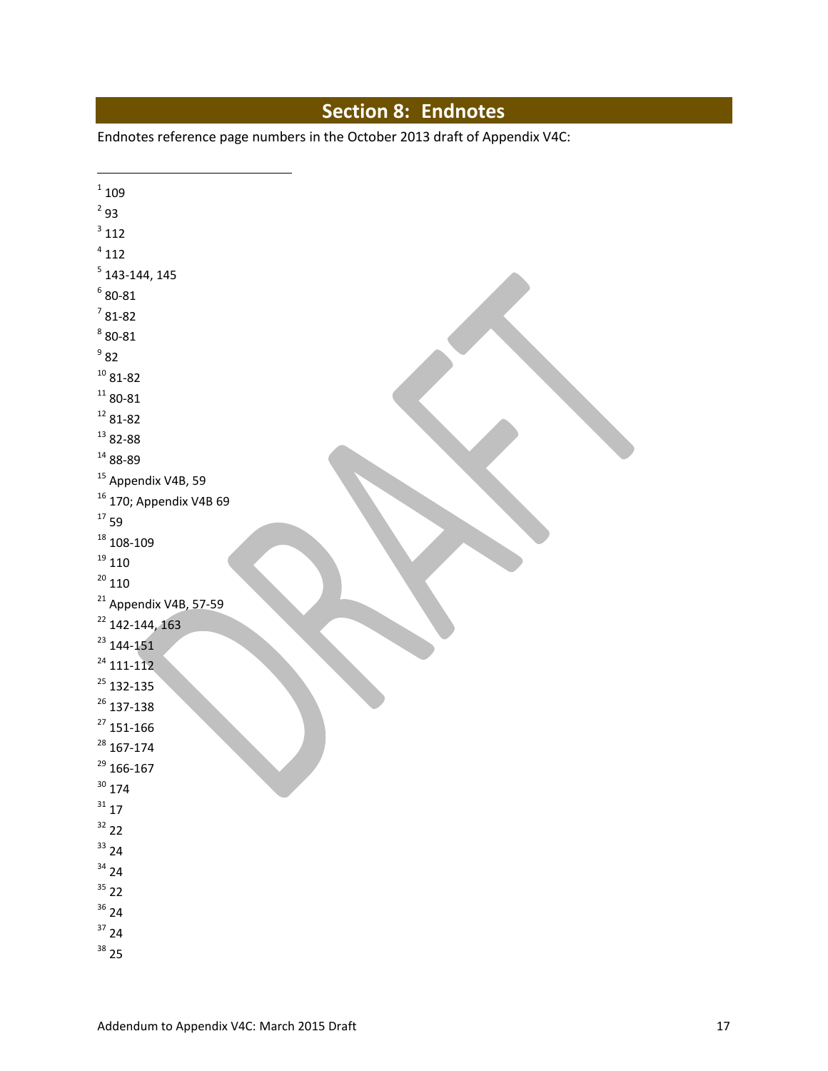## Section 8: Endnotes

Endnotes reference page numbers in the October 2013 draft of Appendix V4C:

[1] 109

[2] 93

[3] 112

[4] 112

[5] 143-144, 145

[6] 80-81

[7] 81-82

[8] 80-81

[9] 82

[10] 81-82

[11] 80-81

[12] 81-82

[13] 82-88

[14] 88-89

[15] Appendix V4B, 59

[16] 170; Appendix V4B 69

[17] 59

[18] 108-109

[19] 110

[20] 110

[21] Appendix V4B, 57-59

[22] 142-144, 163

[23] 144-151

[24] 111-112

[25] 132-135

[26] 137-138

[27] 151-166

[28] 167-174

[29] 166-167

[30] 174

[31] 17

[32] 22

[33] 24

[34] 24

[35] 22

[36] 24

[37] 24

[38] 25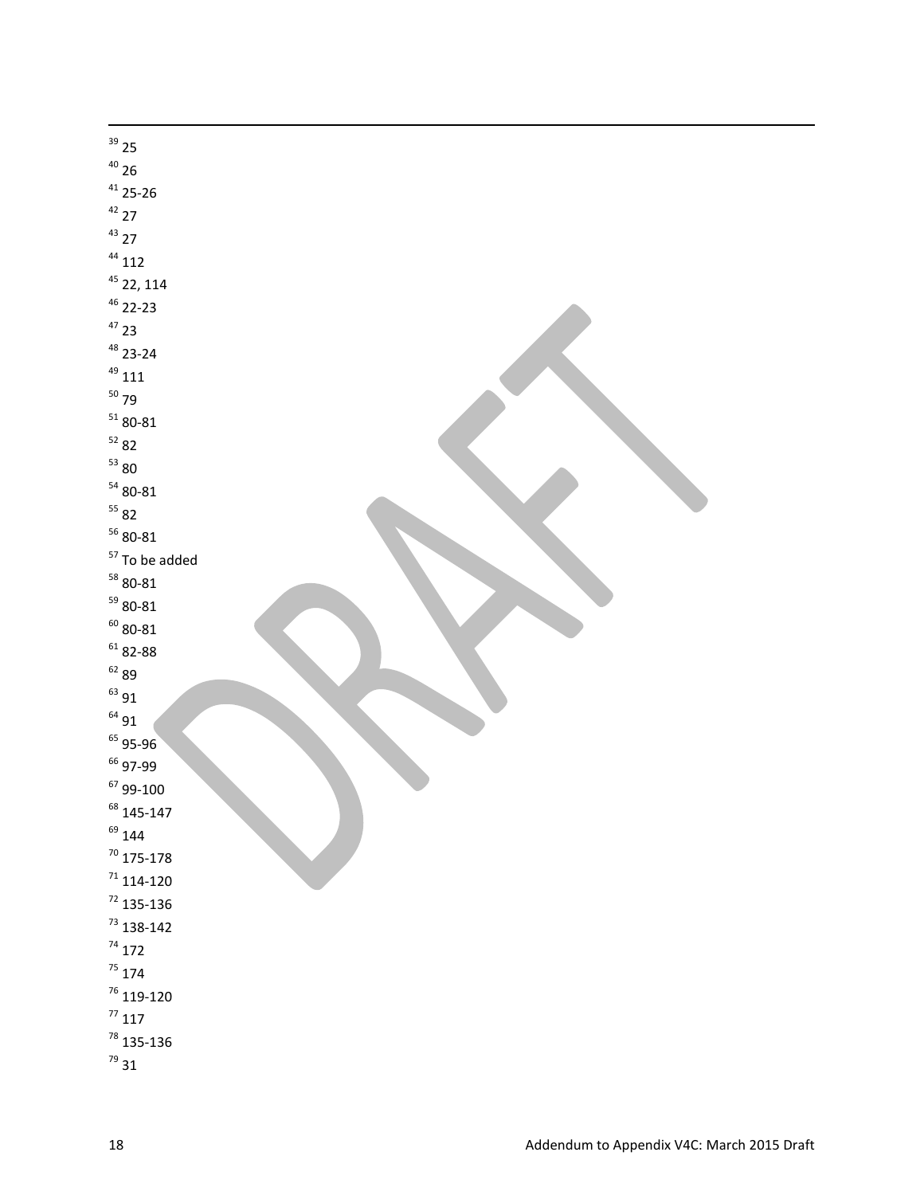[39] 25

[40] 26

[41] 25-26

[42] 27

[43] 27

[44] 112

[45] 22, 114

[46] 22-23

[47] 23

[48] 23-24

[49] 111

[50] 79

[51] 80-81

[52] 82

[53] 80

[54] 80-81

[55] 82

[56] 80-81

[57] To be added

[58] 80-81

[59] 80-81

[60] 80-81

[61] 82-88

[62] 89

[63] 91

[64] 91

[65] 95-96

[66] 97-99

[67] 99-100

[68] 145-147

[69] 144

[70] 175-178

[71] 114-120

[72] 135-136

[73] 138-142

[74] 172

[75] 174

[76] 119-120

[77] 117

[78] 135-136

[79] 31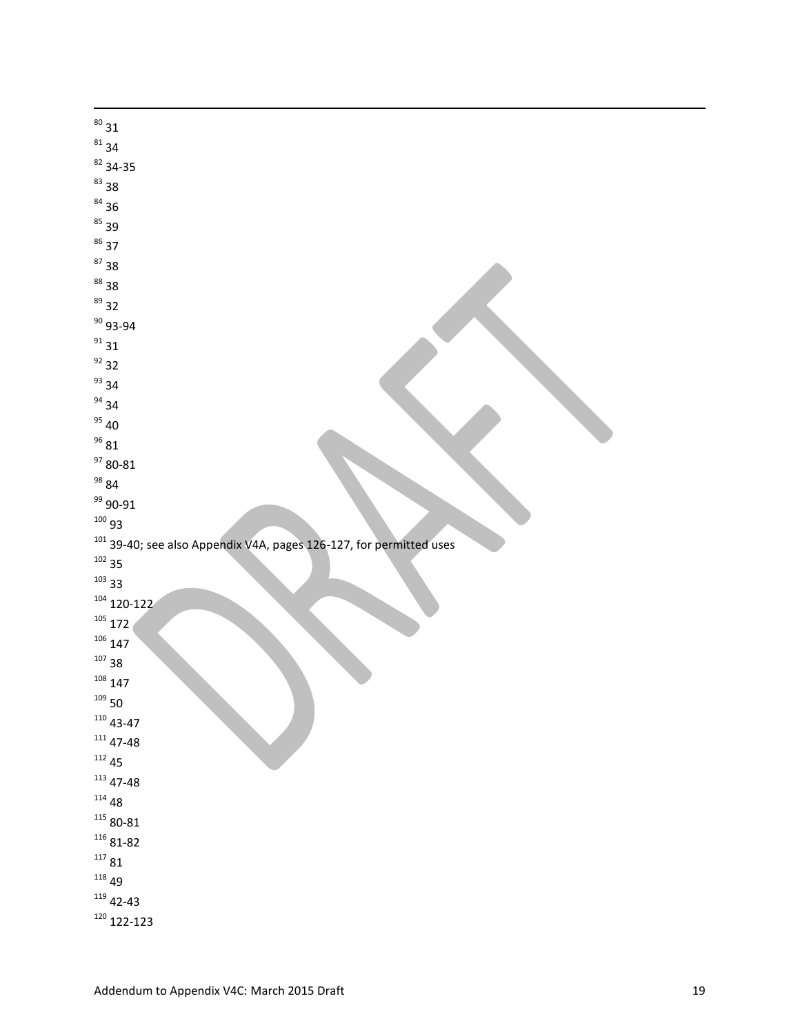[80] 31

[81] 34

[82] 34-35

[83] 38

[84] 36

[85] 39

[86] 37

[87] 38

[88] 38

[89] 32

[90] 93-94

[91] 31

[92] 32

[93] 34

[94] 34

[95] 40

[96] 81

[97] 80-81

[98] 84

[99] 90-91

[100] 93

[101] 39-40; see also Appendix V4A, pages 126-127, for permitted uses

[102] 35

[103] 33

[104] 120-122

[105] 172

[106] 147

[107] 38

[108] 147

[109] 50

[110] 43-47

[111] 47-48

[112] 45

[113] 47-48

[114] 48

[115] 80-81

[116] 81-82

[117] 81

[118] 49

[119] 42-43

[120] 122-123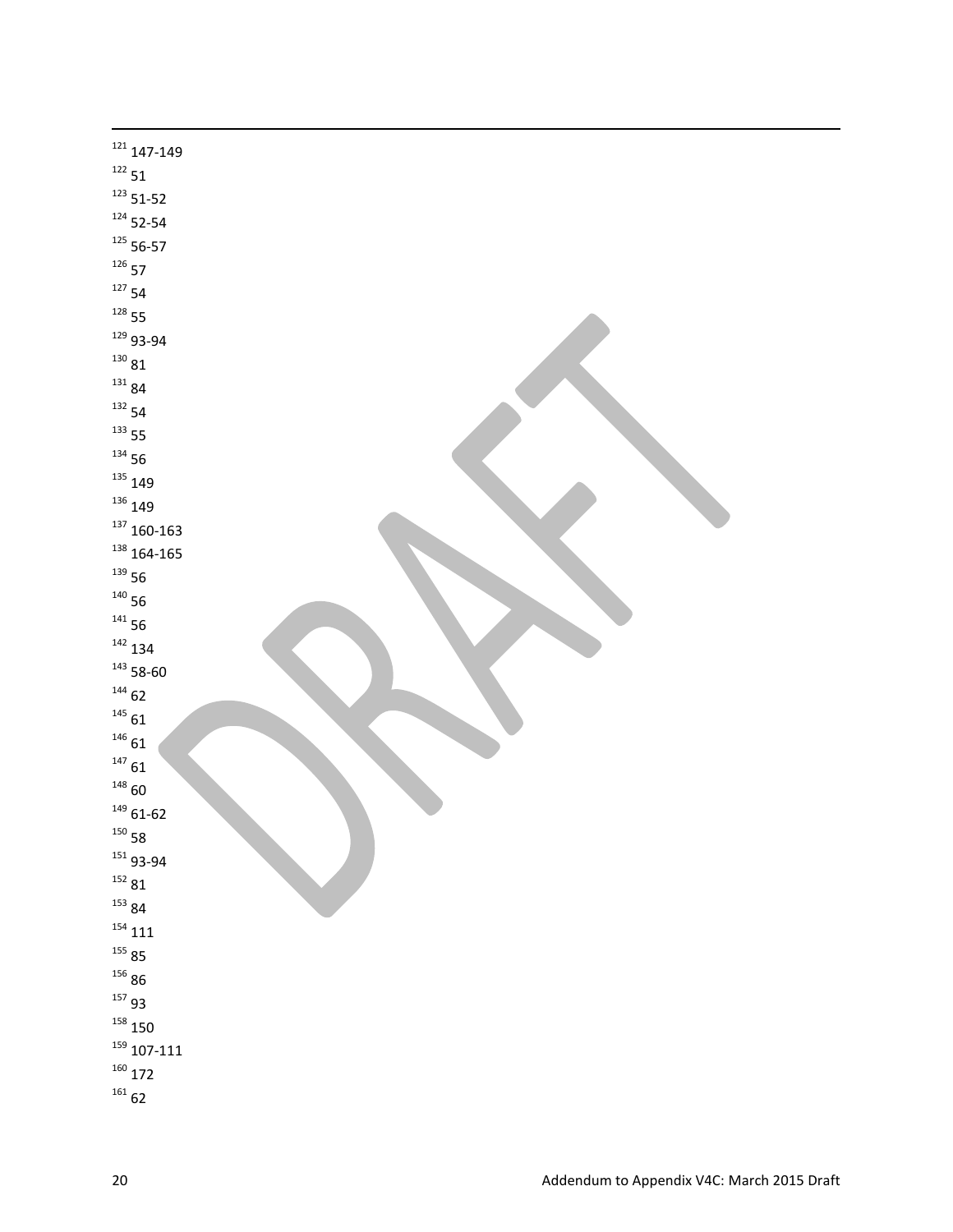[121] 147-149

[122] 51

[123] 51-52

[124] 52-54

[125] 56-57

[126] 57

[127] 54

[128] 55

[129] 93-94

[130] 81

[131] 84

[132] 54

[133] 55

[134] 56

[135] 149

[136] 149

[137] 160-163

[138] 164-165

[139] 56

[140] 56

[141] 56

[142] 134

[143] 58-60

[144] 62

[145] 61

[146] 61

[147] 61

[148] 60

[149] 61-62

[150] 58

[151] 93-94

[152] 81

[153] 84

[154] 111

[155] 85

[156] 86

[157] 93

[158] 150

[159] 107-111

[160] 172

[161] 62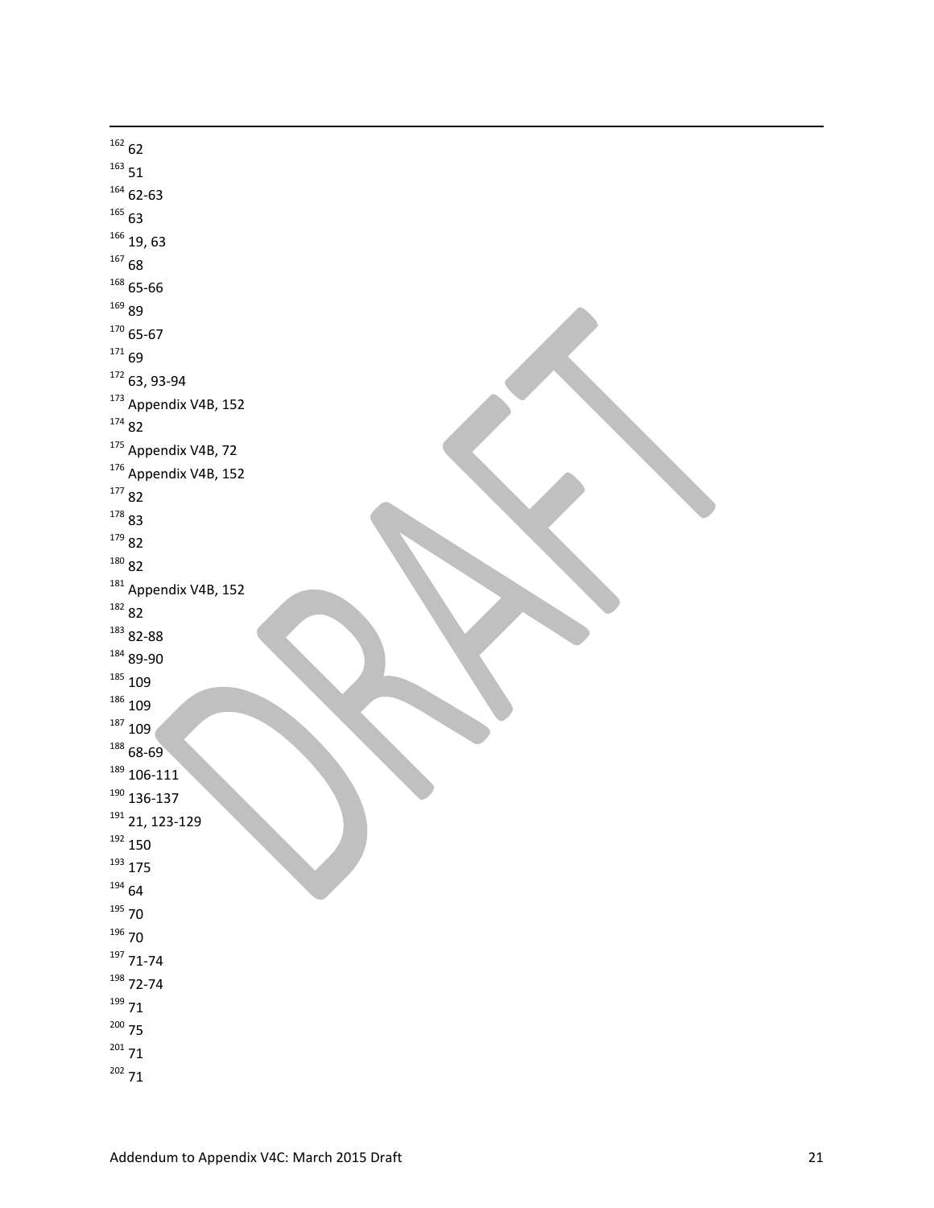[162] 62

[163] 51

[164] 62-63

[165] 63

[166] 19, 63

[167] 68

[168] 65-66

[169] 89

[170] 65-67

[171] 69

[172] 63, 93-94

[173] Appendix V4B, 152

[174] 82

[175] Appendix V4B, 72

[176] Appendix V4B, 152

[177] 82

[178] 83

[179] 82

[180] 82

[181] Appendix V4B, 152

[182] 82

[183] 82-88

[184] 89-90

[185] 109

[186] 109

[187] 109

[188] 68-69

[189] 106-111

[190] 136-137

[191] 21, 123-129

[192] 150

[193] 175

[194] 64

[195] 70

[196] 70

[197] 71-74

[198] 72-74

[199] 71

[200] 75

[201] 71

[202] 71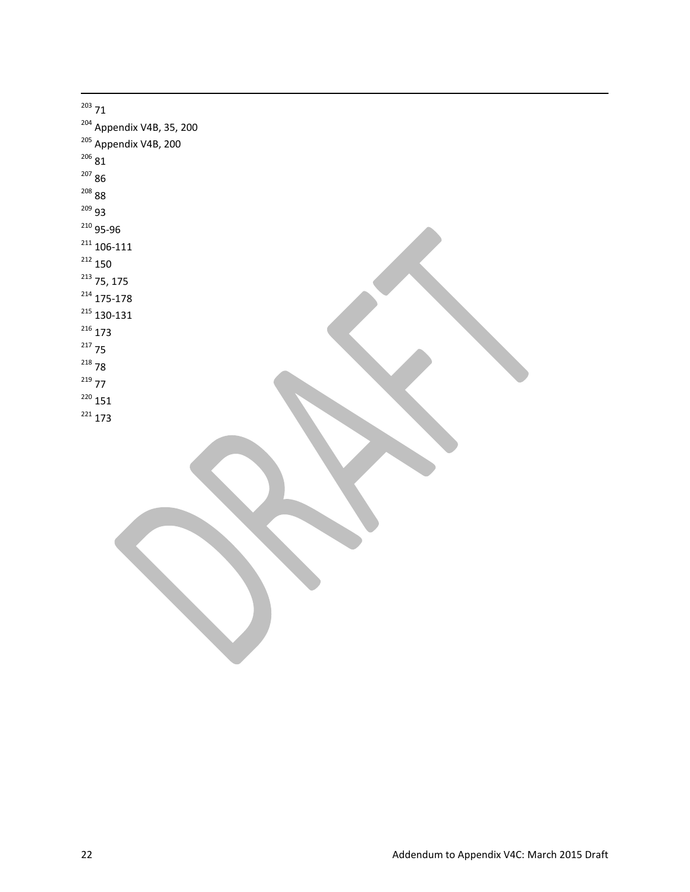[203] 71

[204] Appendix V4B, 35, 200

[205] Appendix V4B, 200

[206] 81

[207] 86

[208] 88

[209] 93

[210] 95-96

[211] 106-111

[212] 150

[213] 75, 175

[214] 175-178

[215] 130-131

[216] 173

[217] 75

[218] 78

[219] 77

[220] 151

[221] 173